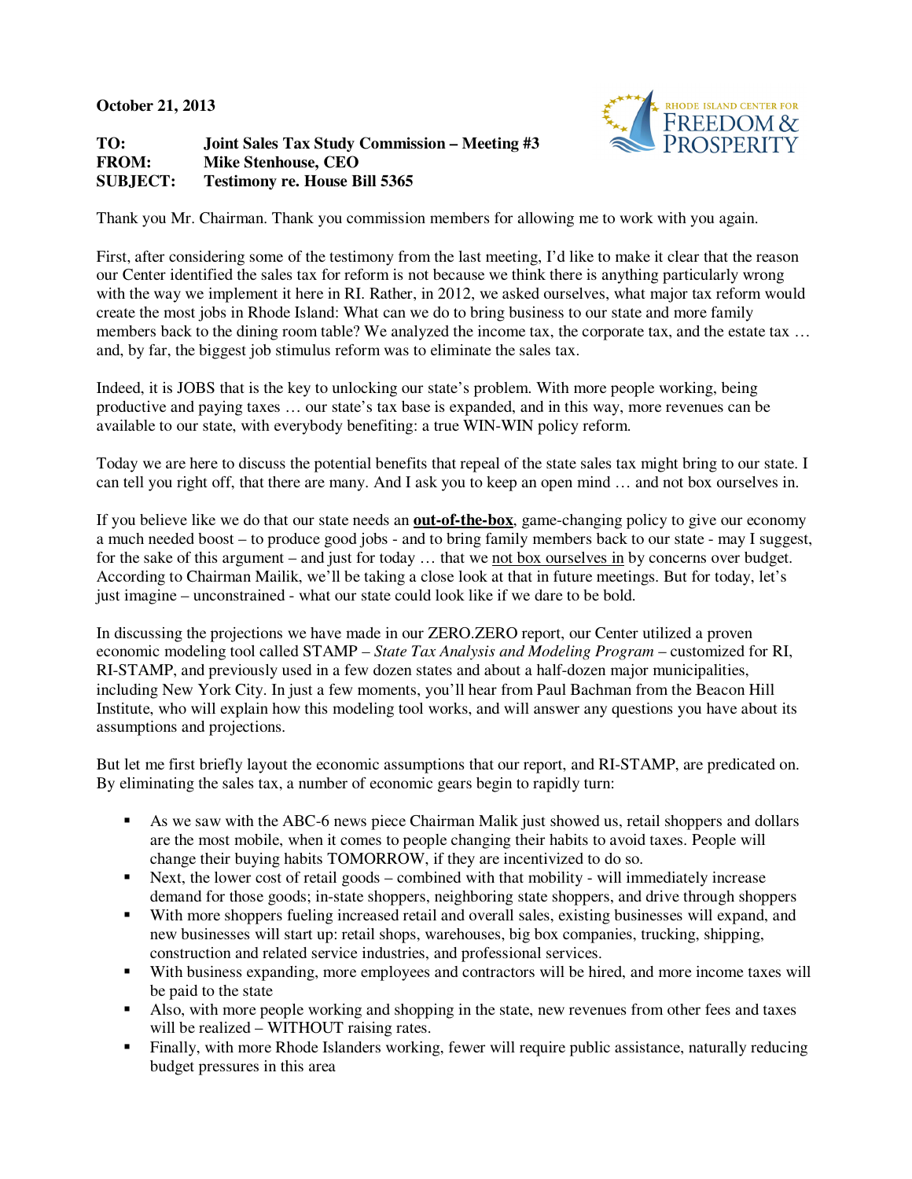**October 21, 2013**

**TO:** **Joint Sales Tax Study Commission – Meeting #3**
**FROM:** **Mike Stenhouse, CEO**
**SUBJECT:** **Testimony re. House Bill 5365**

Thank you Mr. Chairman. Thank you commission members for allowing me to work with you again.

First, after considering some of the testimony from the last meeting, I'd like to make it clear that the reason our Center identified the sales tax for reform is not because we think there is anything particularly wrong with the way we implement it here in RI. Rather, in 2012, we asked ourselves, what major tax reform would create the most jobs in Rhode Island: What can we do to bring business to our state and more family members back to the dining room table? We analyzed the income tax, the corporate tax, and the estate tax … and, by far, the biggest job stimulus reform was to eliminate the sales tax.

Indeed, it is JOBS that is the key to unlocking our state's problem. With more people working, being productive and paying taxes … our state's tax base is expanded, and in this way, more revenues can be available to our state, with everybody benefiting: a true WIN-WIN policy reform.

Today we are here to discuss the potential benefits that repeal of the state sales tax might bring to our state. I can tell you right off, that there are many. And I ask you to keep an open mind … and not box ourselves in.

If you believe like we do that our state needs an **<u>out-of-the-box</u>**, game-changing policy to give our economy a much needed boost – to produce good jobs - and to bring family members back to our state - may I suggest, for the sake of this argument – and just for today … that we <u>not box ourselves in</u> by concerns over budget. According to Chairman Mailik, we'll be taking a close look at that in future meetings. But for today, let's just imagine – unconstrained - what our state could look like if we dare to be bold.

In discussing the projections we have made in our ZERO.ZERO report, our Center utilized a proven economic modeling tool called STAMP – *State Tax Analysis and Modeling Program* – customized for RI, RI-STAMP, and previously used in a few dozen states and about a half-dozen major municipalities, including New York City. In just a few moments, you'll hear from Paul Bachman from the Beacon Hill Institute, who will explain how this modeling tool works, and will answer any questions you have about its assumptions and projections.

But let me first briefly layout the economic assumptions that our report, and RI-STAMP, are predicated on. By eliminating the sales tax, a number of economic gears begin to rapidly turn:

- As we saw with the ABC-6 news piece Chairman Malik just showed us, retail shoppers and dollars are the most mobile, when it comes to people changing their habits to avoid taxes. People will change their buying habits TOMORROW, if they are incentivized to do so.
- Next, the lower cost of retail goods – combined with that mobility - will immediately increase demand for those goods; in-state shoppers, neighboring state shoppers, and drive through shoppers
- With more shoppers fueling increased retail and overall sales, existing businesses will expand, and new businesses will start up: retail shops, warehouses, big box companies, trucking, shipping, construction and related service industries, and professional services.
- With business expanding, more employees and contractors will be hired, and more income taxes will be paid to the state
- Also, with more people working and shopping in the state, new revenues from other fees and taxes will be realized – WITHOUT raising rates.
- Finally, with more Rhode Islanders working, fewer will require public assistance, naturally reducing budget pressures in this area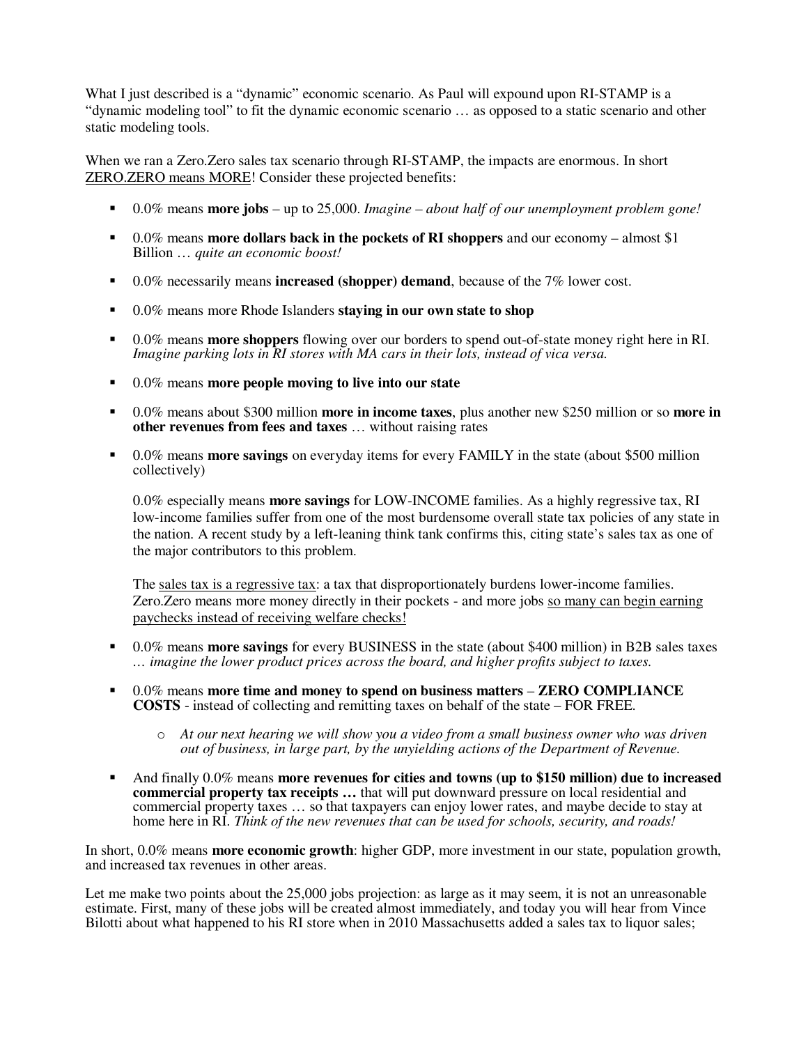What I just described is a "dynamic" economic scenario. As Paul will expound upon RI-STAMP is a "dynamic modeling tool" to fit the dynamic economic scenario … as opposed to a static scenario and other static modeling tools.

When we ran a Zero.Zero sales tax scenario through RI-STAMP, the impacts are enormous. In short <u>ZERO.ZERO means MORE</u>! Consider these projected benefits:

- 0.0% means **more jobs** – up to 25,000. *Imagine – about half of our unemployment problem gone!*
- 0.0% means **more dollars back in the pockets of RI shoppers** and our economy – almost $1 Billion … *quite an economic boost!*
- 0.0% necessarily means **increased (shopper) demand**, because of the 7% lower cost.
- 0.0% means more Rhode Islanders **staying in our own state to shop**
- 0.0% means **more shoppers** flowing over our borders to spend out-of-state money right here in RI. *Imagine parking lots in RI stores with MA cars in their lots, instead of vica versa.*
- 0.0% means **more people moving to live into our state**
- 0.0% means about $300 million **more in income taxes**, plus another new $250 million or so **more in other revenues from fees and taxes** … without raising rates
- 0.0% means **more savings** on everyday items for every FAMILY in the state (about $500 million collectively)

  0.0% especially means **more savings** for LOW-INCOME families. As a highly regressive tax, RI low-income families suffer from one of the most burdensome overall state tax policies of any state in the nation. A recent study by a left-leaning think tank confirms this, citing state's sales tax as one of the major contributors to this problem.

  The <u>sales tax is a regressive tax</u>: a tax that disproportionately burdens lower-income families. Zero.Zero means more money directly in their pockets - and more jobs <u>so many can begin earning paychecks instead of receiving welfare checks!</u>

- 0.0% means **more savings** for every BUSINESS in the state (about $400 million) in B2B sales taxes *… imagine the lower product prices across the board, and higher profits subject to taxes.*
- 0.0% means **more time and money to spend on business matters** – **ZERO COMPLIANCE COSTS** - instead of collecting and remitting taxes on behalf of the state – FOR FREE.
  - *At our next hearing we will show you a video from a small business owner who was driven out of business, in large part, by the unyielding actions of the Department of Revenue.*
- And finally 0.0% means **more revenues for cities and towns (up to $150 million) due to increased commercial property tax receipts …** that will put downward pressure on local residential and commercial property taxes … so that taxpayers can enjoy lower rates, and maybe decide to stay at home here in RI. *Think of the new revenues that can be used for schools, security, and roads!*

In short, 0.0% means **more economic growth**: higher GDP, more investment in our state, population growth, and increased tax revenues in other areas.

Let me make two points about the 25,000 jobs projection: as large as it may seem, it is not an unreasonable estimate. First, many of these jobs will be created almost immediately, and today you will hear from Vince Bilotti about what happened to his RI store when in 2010 Massachusetts added a sales tax to liquor sales;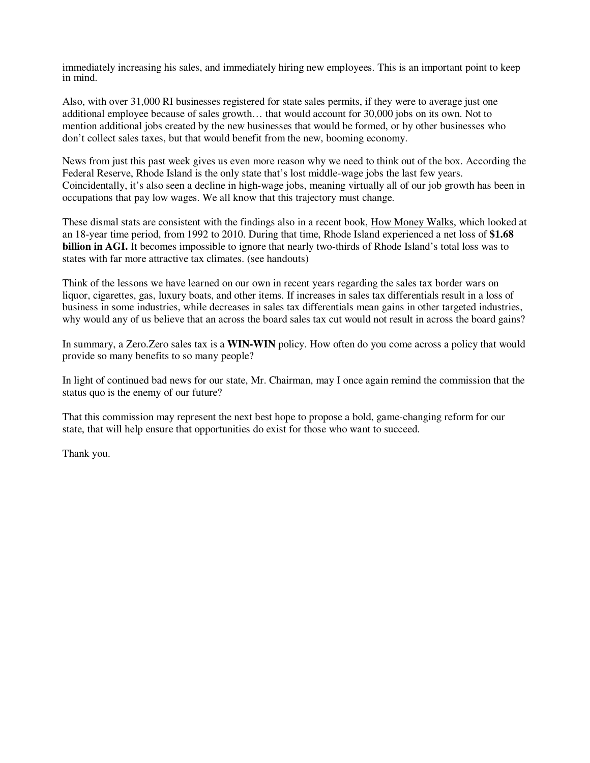immediately increasing his sales, and immediately hiring new employees. This is an important point to keep in mind.

Also, with over 31,000 RI businesses registered for state sales permits, if they were to average just one additional employee because of sales growth… that would account for 30,000 jobs on its own. Not to mention additional jobs created by the <u>new businesses</u> that would be formed, or by other businesses who don't collect sales taxes, but that would benefit from the new, booming economy.

News from just this past week gives us even more reason why we need to think out of the box. According the Federal Reserve, Rhode Island is the only state that's lost middle-wage jobs the last few years. Coincidentally, it's also seen a decline in high-wage jobs, meaning virtually all of our job growth has been in occupations that pay low wages. We all know that this trajectory must change.

These dismal stats are consistent with the findings also in a recent book, <u>How Money Walks</u>, which looked at an 18-year time period, from 1992 to 2010. During that time, Rhode Island experienced a net loss of **$1.68 billion in AGI.** It becomes impossible to ignore that nearly two-thirds of Rhode Island's total loss was to states with far more attractive tax climates. (see handouts)

Think of the lessons we have learned on our own in recent years regarding the sales tax border wars on liquor, cigarettes, gas, luxury boats, and other items. If increases in sales tax differentials result in a loss of business in some industries, while decreases in sales tax differentials mean gains in other targeted industries, why would any of us believe that an across the board sales tax cut would not result in across the board gains?

In summary, a Zero.Zero sales tax is a **WIN-WIN** policy. How often do you come across a policy that would provide so many benefits to so many people?

In light of continued bad news for our state, Mr. Chairman, may I once again remind the commission that the status quo is the enemy of our future?

That this commission may represent the next best hope to propose a bold, game-changing reform for our state, that will help ensure that opportunities do exist for those who want to succeed.

Thank you.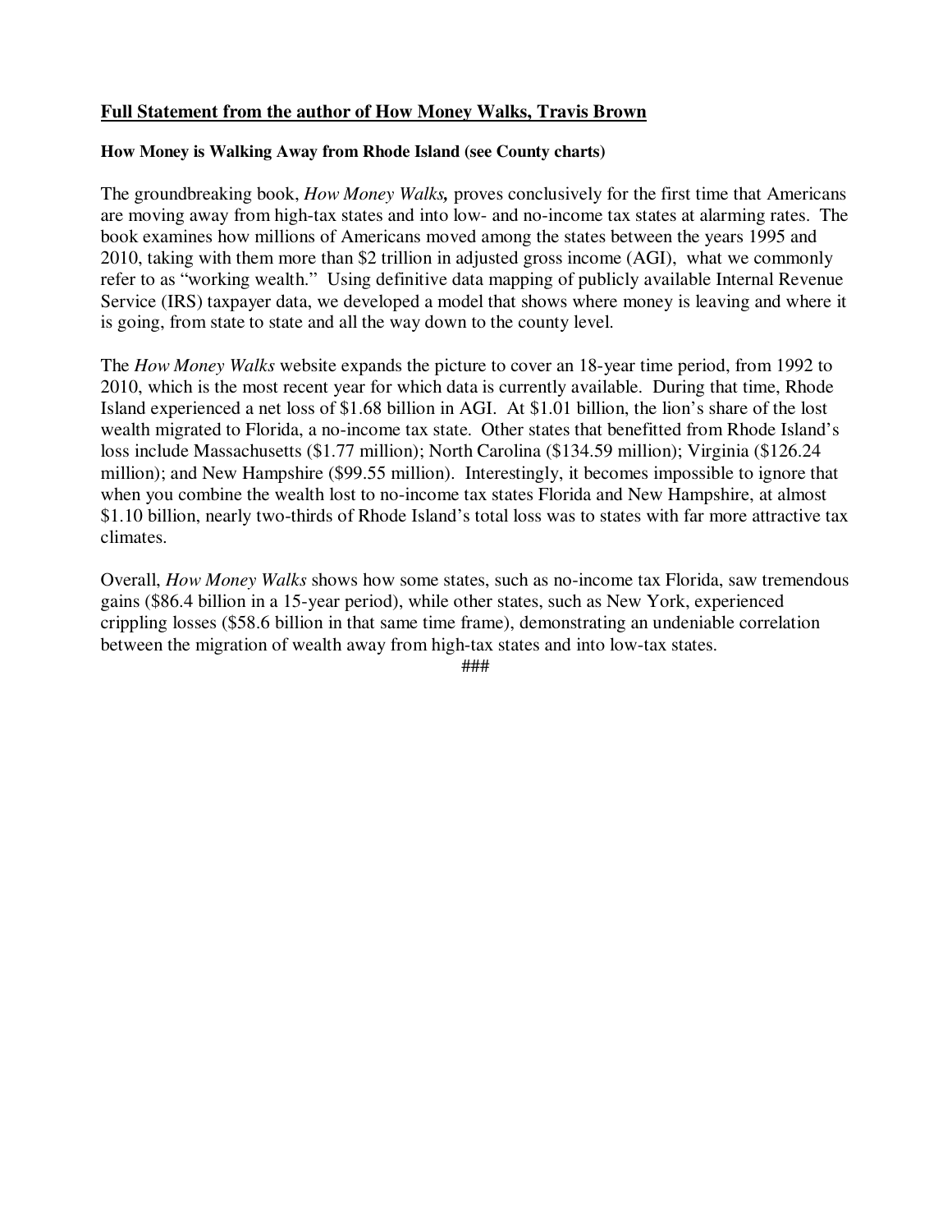**<u>Full Statement from the author of How Money Walks, Travis Brown</u>**

**How Money is Walking Away from Rhode Island (see County charts)**

The groundbreaking book, ***How Money Walks,*** proves conclusively for the first time that Americans are moving away from high-tax states and into low- and no-income tax states at alarming rates. The book examines how millions of Americans moved among the states between the years 1995 and 2010, taking with them more than $2 trillion in adjusted gross income (AGI), what we commonly refer to as "working wealth." Using definitive data mapping of publicly available Internal Revenue Service (IRS) taxpayer data, we developed a model that shows where money is leaving and where it is going, from state to state and all the way down to the county level.

The *How Money Walks* website expands the picture to cover an 18-year time period, from 1992 to 2010, which is the most recent year for which data is currently available. During that time, Rhode Island experienced a net loss of $1.68 billion in AGI. At $1.01 billion, the lion's share of the lost wealth migrated to Florida, a no-income tax state. Other states that benefitted from Rhode Island's loss include Massachusetts ($1.77 million); North Carolina ($134.59 million); Virginia ($126.24 million); and New Hampshire ($99.55 million). Interestingly, it becomes impossible to ignore that when you combine the wealth lost to no-income tax states Florida and New Hampshire, at almost $1.10 billion, nearly two-thirds of Rhode Island's total loss was to states with far more attractive tax climates.

Overall, *How Money Walks* shows how some states, such as no-income tax Florida, saw tremendous gains ($86.4 billion in a 15-year period), while other states, such as New York, experienced crippling losses ($58.6 billion in that same time frame), demonstrating an undeniable correlation between the migration of wealth away from high-tax states and into low-tax states.

###